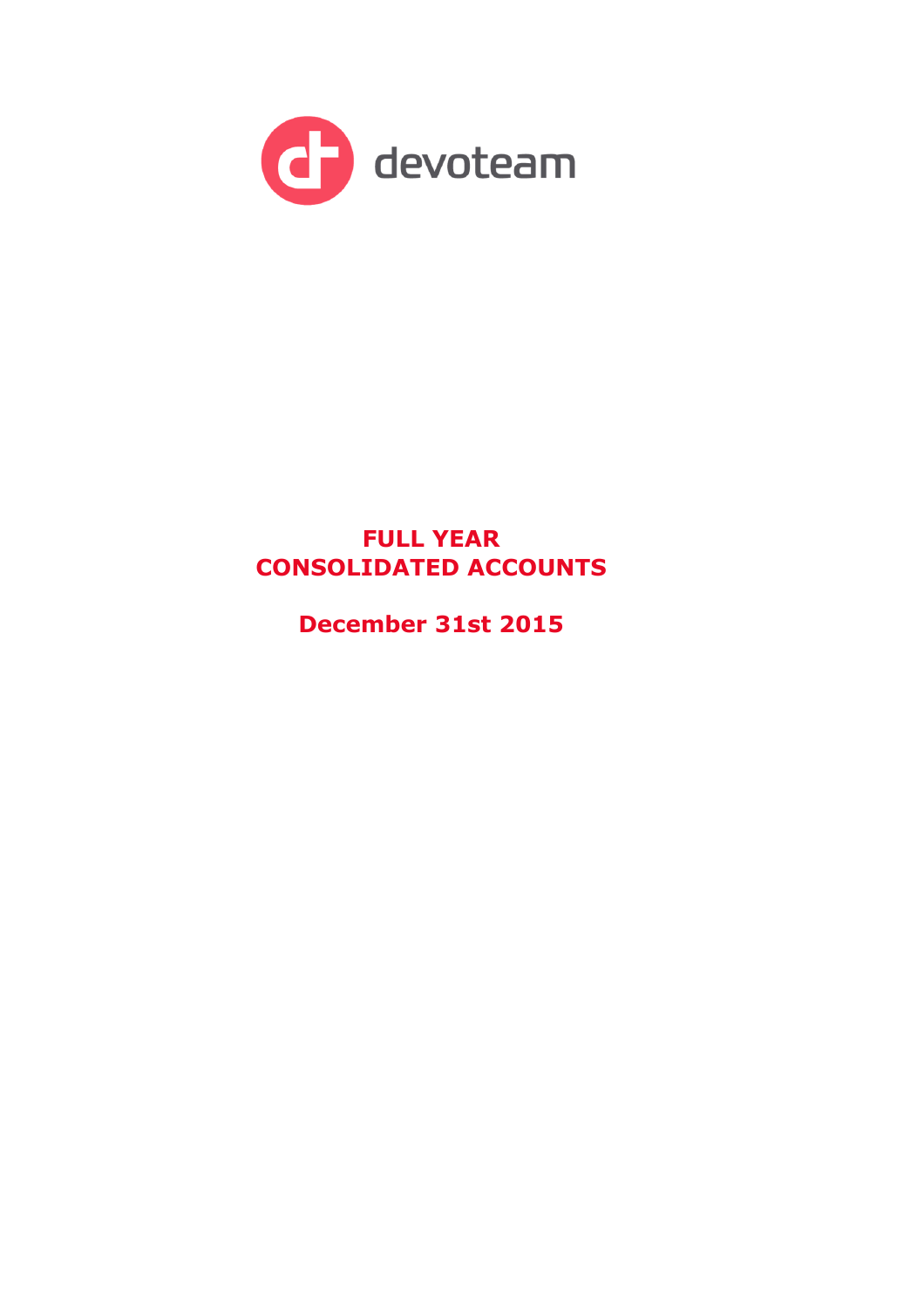devoteam

# FULL YEAR CONSOLIDATED ACCOUNTS

## December 31st 2015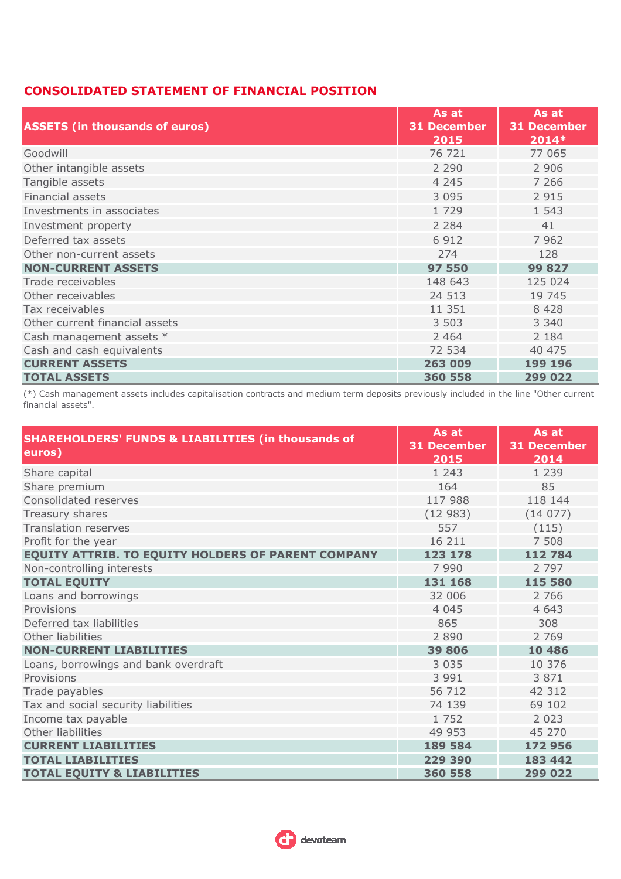# CONSOLIDATED STATEMENT OF FINANCIAL POSITION

| ASSETS (in thousands of euros) | As at 31 December 2015 | As at 31 December 2014* |
|---|---|---|
| Goodwill | 76 721 | 77 065 |
| Other intangible assets | 2 290 | 2 906 |
| Tangible assets | 4 245 | 7 266 |
| Financial assets | 3 095 | 2 915 |
| Investments in associates | 1 729 | 1 543 |
| Investment property | 2 284 | 41 |
| Deferred tax assets | 6 912 | 7 962 |
| Other non-current assets | 274 | 128 |
| **NON-CURRENT ASSETS** | **97 550** | **99 827** |
| Trade receivables | 148 643 | 125 024 |
| Other receivables | 24 513 | 19 745 |
| Tax receivables | 11 351 | 8 428 |
| Other current financial assets | 3 503 | 3 340 |
| Cash management assets * | 2 464 | 2 184 |
| Cash and cash equivalents | 72 534 | 40 475 |
| **CURRENT ASSETS** | **263 009** | **199 196** |
| **TOTAL ASSETS** | **360 558** | **299 022** |

(*) Cash management assets includes capitalisation contracts and medium term deposits previously included in the line "Other current financial assets".

| SHAREHOLDERS' FUNDS & LIABILITIES (in thousands of euros) | As at 31 December 2015 | As at 31 December 2014 |
|---|---|---|
| Share capital | 1 243 | 1 239 |
| Share premium | 164 | 85 |
| Consolidated reserves | 117 988 | 118 144 |
| Treasury shares | (12 983) | (14 077) |
| Translation reserves | 557 | (115) |
| Profit for the year | 16 211 | 7 508 |
| **EQUITY ATTRIB. TO EQUITY HOLDERS OF PARENT COMPANY** | **123 178** | **112 784** |
| Non-controlling interests | 7 990 | 2 797 |
| **TOTAL EQUITY** | **131 168** | **115 580** |
| Loans and borrowings | 32 006 | 2 766 |
| Provisions | 4 045 | 4 643 |
| Deferred tax liabilities | 865 | 308 |
| Other liabilities | 2 890 | 2 769 |
| **NON-CURRENT LIABILITIES** | **39 806** | **10 486** |
| Loans, borrowings and bank overdraft | 3 035 | 10 376 |
| Provisions | 3 991 | 3 871 |
| Trade payables | 56 712 | 42 312 |
| Tax and social security liabilities | 74 139 | 69 102 |
| Income tax payable | 1 752 | 2 023 |
| Other liabilities | 49 953 | 45 270 |
| **CURRENT LIABILITIES** | **189 584** | **172 956** |
| **TOTAL LIABILITIES** | **229 390** | **183 442** |
| **TOTAL EQUITY & LIABILITIES** | **360 558** | **299 022** |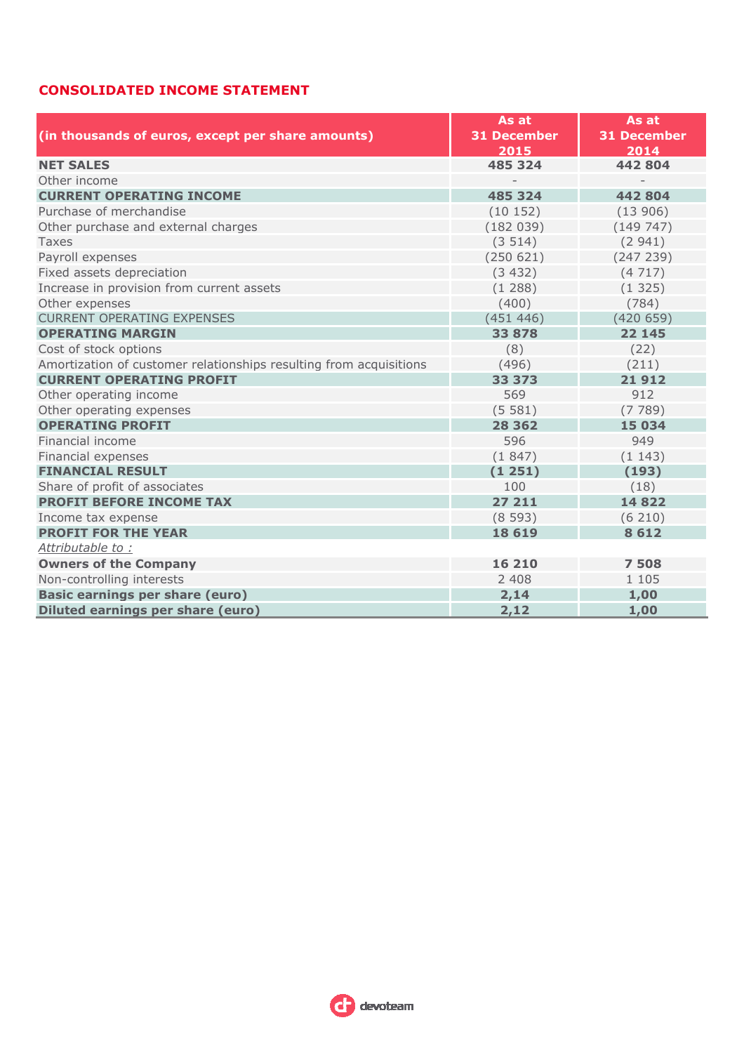## CONSOLIDATED INCOME STATEMENT

| (in thousands of euros, except per share amounts) | As at 31 December 2015 | As at 31 December 2014 |
|---|---|---|
| **NET SALES** | **485 324** | **442 804** |
| Other income | - | - |
| **CURRENT OPERATING INCOME** | **485 324** | **442 804** |
| Purchase of merchandise | (10 152) | (13 906) |
| Other purchase and external charges | (182 039) | (149 747) |
| Taxes | (3 514) | (2 941) |
| Payroll expenses | (250 621) | (247 239) |
| Fixed assets depreciation | (3 432) | (4 717) |
| Increase in provision from current assets | (1 288) | (1 325) |
| Other expenses | (400) | (784) |
| CURRENT OPERATING EXPENSES | (451 446) | (420 659) |
| **OPERATING MARGIN** | **33 878** | **22 145** |
| Cost of stock options | (8) | (22) |
| Amortization of customer relationships resulting from acquisitions | (496) | (211) |
| **CURRENT OPERATING PROFIT** | **33 373** | **21 912** |
| Other operating income | 569 | 912 |
| Other operating expenses | (5 581) | (7 789) |
| **OPERATING PROFIT** | **28 362** | **15 034** |
| Financial income | 596 | 949 |
| Financial expenses | (1 847) | (1 143) |
| **FINANCIAL RESULT** | **(1 251)** | **(193)** |
| Share of profit of associates | 100 | (18) |
| **PROFIT BEFORE INCOME TAX** | **27 211** | **14 822** |
| Income tax expense | (8 593) | (6 210) |
| **PROFIT FOR THE YEAR** | **18 619** | **8 612** |
| *Attributable to :* | | |
| **Owners of the Company** | **16 210** | **7 508** |
| Non-controlling interests | 2 408 | 1 105 |
| **Basic earnings per share (euro)** | **2,14** | **1,00** |
| **Diluted earnings per share (euro)** | **2,12** | **1,00** |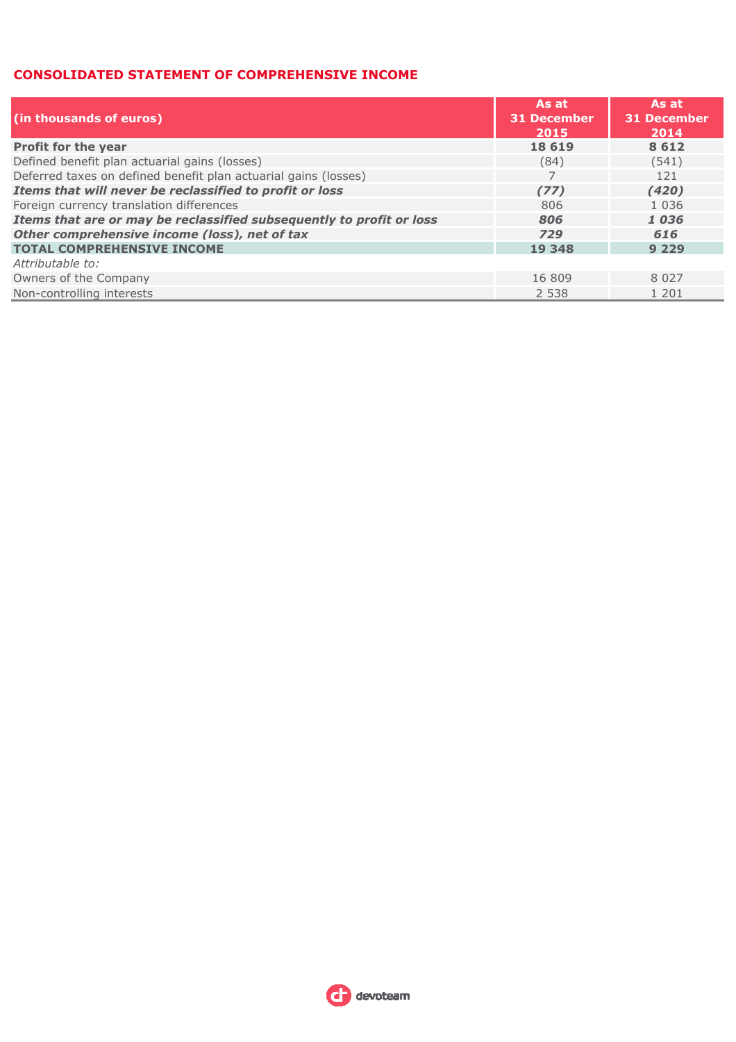## CONSOLIDATED STATEMENT OF COMPREHENSIVE INCOME

| (in thousands of euros) | As at 31 December 2015 | As at 31 December 2014 |
|---|---|---|
| **Profit for the year** | **18 619** | **8 612** |
| Defined benefit plan actuarial gains (losses) | (84) | (541) |
| Deferred taxes on defined benefit plan actuarial gains (losses) | 7 | 121 |
| ***Items that will never be reclassified to profit or loss*** | ***(77)*** | ***(420)*** |
| Foreign currency translation differences | 806 | 1 036 |
| ***Items that are or may be reclassified subsequently to profit or loss*** | ***806*** | ***1 036*** |
| ***Other comprehensive income (loss), net of tax*** | ***729*** | ***616*** |
| **TOTAL COMPREHENSIVE INCOME** | **19 348** | **9 229** |
| *Attributable to:* | | |
| Owners of the Company | 16 809 | 8 027 |
| Non-controlling interests | 2 538 | 1 201 |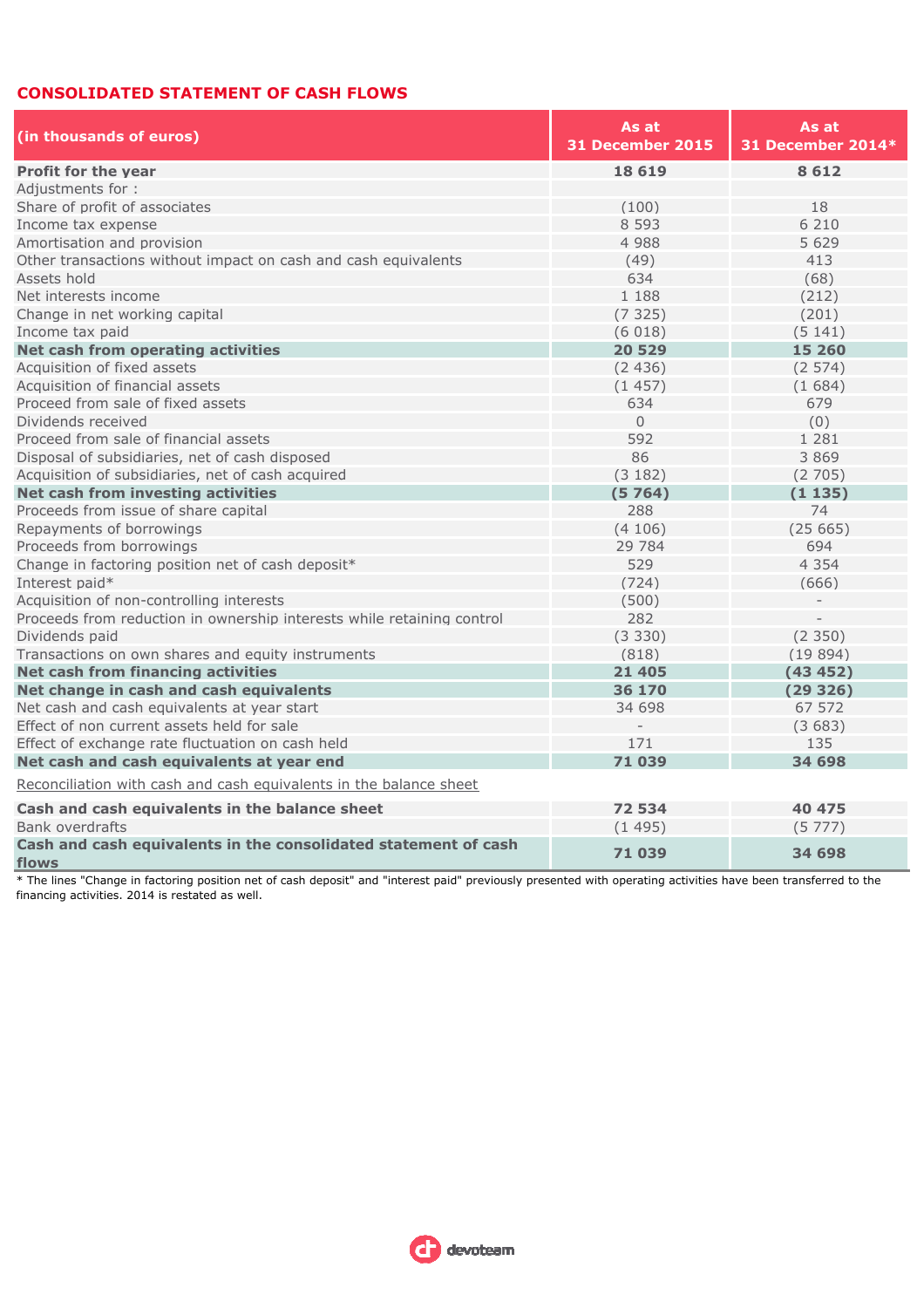## CONSOLIDATED STATEMENT OF CASH FLOWS

| (in thousands of euros) | As at 31 December 2015 | As at 31 December 2014* |
|---|---|---|
| **Profit for the year** | **18 619** | **8 612** |
| Adjustments for : | | |
| Share of profit of associates | (100) | 18 |
| Income tax expense | 8 593 | 6 210 |
| Amortisation and provision | 4 988 | 5 629 |
| Other transactions without impact on cash and cash equivalents | (49) | 413 |
| Assets hold | 634 | (68) |
| Net interests income | 1 188 | (212) |
| Change in net working capital | (7 325) | (201) |
| Income tax paid | (6 018) | (5 141) |
| **Net cash from operating activities** | **20 529** | **15 260** |
| Acquisition of fixed assets | (2 436) | (2 574) |
| Acquisition of financial assets | (1 457) | (1 684) |
| Proceed from sale of fixed assets | 634 | 679 |
| Dividends received | 0 | (0) |
| Proceed from sale of financial assets | 592 | 1 281 |
| Disposal of subsidiaries, net of cash disposed | 86 | 3 869 |
| Acquisition of subsidiaries, net of cash acquired | (3 182) | (2 705) |
| **Net cash from investing activities** | **(5 764)** | **(1 135)** |
| Proceeds from issue of share capital | 288 | 74 |
| Repayments of borrowings | (4 106) | (25 665) |
| Proceeds from borrowings | 29 784 | 694 |
| Change in factoring position net of cash deposit* | 529 | 4 354 |
| Interest paid* | (724) | (666) |
| Acquisition of non-controlling interests | (500) | - |
| Proceeds from reduction in ownership interests while retaining control | 282 | - |
| Dividends paid | (3 330) | (2 350) |
| Transactions on own shares and equity instruments | (818) | (19 894) |
| **Net cash from financing activities** | **21 405** | **(43 452)** |
| **Net change in cash and cash equivalents** | **36 170** | **(29 326)** |
| Net cash and cash equivalents at year start | 34 698 | 67 572 |
| Effect of non current assets held for sale | - | (3 683) |
| Effect of exchange rate fluctuation on cash held | 171 | 135 |
| **Net cash and cash equivalents at year end** | **71 039** | **34 698** |
| Reconciliation with cash and cash equivalents in the balance sheet | | |
| **Cash and cash equivalents in the balance sheet** | **72 534** | **40 475** |
| Bank overdrafts | (1 495) | (5 777) |
| **Cash and cash equivalents in the consolidated statement of cash flows** | **71 039** | **34 698** |

* The lines "Change in factoring position net of cash deposit" and "interest paid" previously presented with operating activities have been transferred to the financing activities. 2014 is restated as well.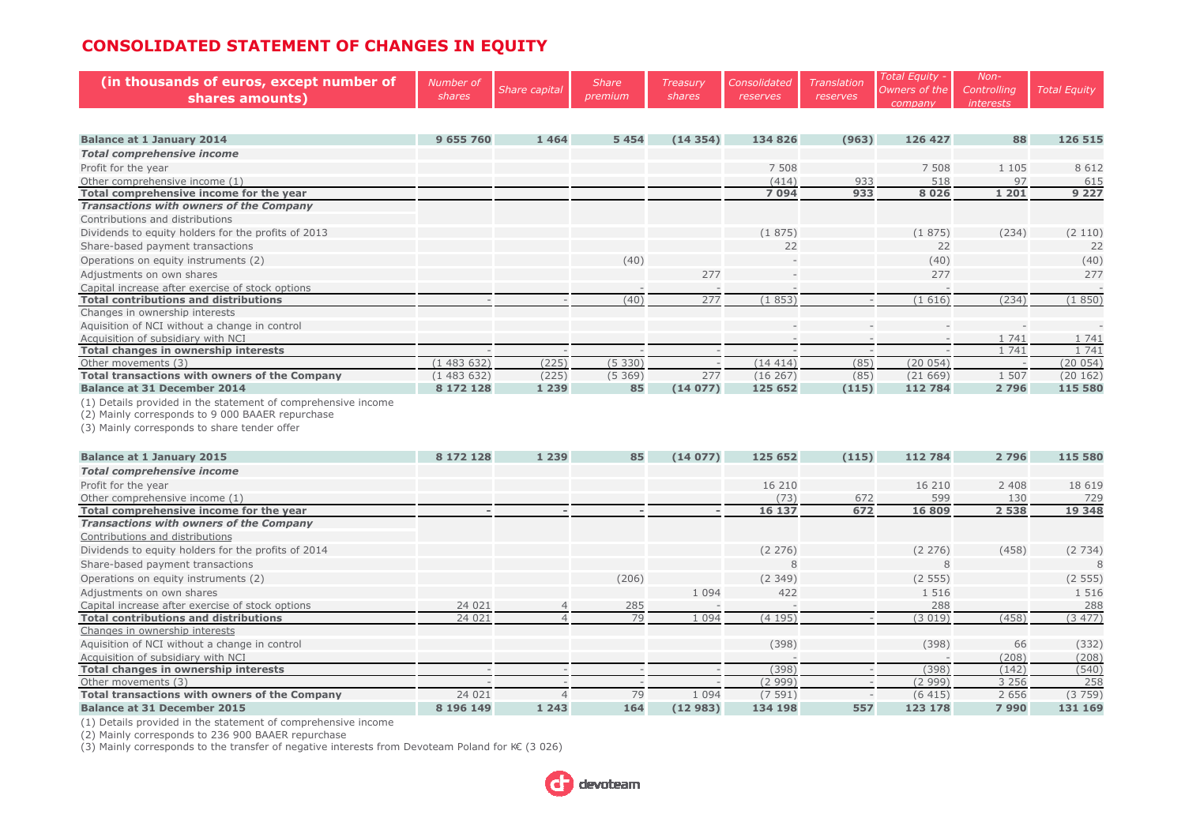# CONSOLIDATED STATEMENT OF CHANGES IN EQUITY

| (in thousands of euros, except number of shares amounts) | Number of shares | Share capital | Share premium | Treasury shares | Consolidated reserves | Translation reserves | Total Equity - Owners of the company | Non-Controlling interests | Total Equity |
|---|---|---|---|---|---|---|---|---|---|
| **Balance at 1 January 2014** | **9 655 760** | **1 464** | **5 454** | **(14 354)** | **134 826** | **(963)** | **126 427** | **88** | **126 515** |
| ***Total comprehensive income*** | | | | | | | | | |
| Profit for the year | | | | | 7 508 | | 7 508 | 1 105 | 8 612 |
| Other comprehensive income (1) | | | | | (414) | 933 | 518 | 97 | 615 |
| **Total comprehensive income for the year** | | | | | **7 094** | **933** | **8 026** | **1 201** | **9 227** |
| ***Transactions with owners of the Company*** | | | | | | | | | |
| Contributions and distributions | | | | | | | | | |
| Dividends to equity holders for the profits of 2013 | | | | | (1 875) | | (1 875) | (234) | (2 110) |
| Share-based payment transactions | | | | | 22 | | 22 | | 22 |
| Operations on equity instruments (2) | | | (40) | | - | | (40) | | (40) |
| Adjustments on own shares | | | | 277 | - | | 277 | | 277 |
| Capital increase after exercise of stock options | | | - | - | - | | - | | - |
| **Total contributions and distributions** | - | - | (40) | 277 | (1 853) | - | (1 616) | (234) | (1 850) |
| Changes in ownership interests | | | | | | | | | |
| Aquisition of NCI without a change in control | | | | | - | - | - | - | - |
| Acquisition of subsidiary with NCI | | | | | - | - | - | 1 741 | 1 741 |
| **Total changes in ownership interests** | - | - | - | - | - | - | - | 1 741 | 1 741 |
| Other movements (3) | (1 483 632) | (225) | (5 330) | - | (14 414) | (85) | (20 054) | - | (20 054) |
| **Total transactions with owners of the Company** | (1 483 632) | (225) | (5 369) | 277 | (16 267) | (85) | (21 669) | 1 507 | (20 162) |
| **Balance at 31 December 2014** | **8 172 128** | **1 239** | **85** | **(14 077)** | **125 652** | **(115)** | **112 784** | **2 796** | **115 580** |

(1) Details provided in the statement of comprehensive income
(2) Mainly corresponds to 9 000 BAAER repurchase
(3) Mainly corresponds to share tender offer

| (in thousands of euros, except number of shares amounts) | Number of shares | Share capital | Share premium | Treasury shares | Consolidated reserves | Translation reserves | Total Equity - Owners of the company | Non-Controlling interests | Total Equity |
|---|---|---|---|---|---|---|---|---|---|
| **Balance at 1 January 2015** | **8 172 128** | **1 239** | **85** | **(14 077)** | **125 652** | **(115)** | **112 784** | **2 796** | **115 580** |
| ***Total comprehensive income*** | | | | | | | | | |
| Profit for the year | | | | | 16 210 | | 16 210 | 2 408 | 18 619 |
| Other comprehensive income (1) | | | | | (73) | 672 | 599 | 130 | 729 |
| **Total comprehensive income for the year** | **-** | **-** | **-** | **-** | **16 137** | **672** | **16 809** | **2 538** | **19 348** |
| ***Transactions with owners of the Company*** | | | | | | | | | |
| Contributions and distributions | | | | | | | | | |
| Dividends to equity holders for the profits of 2014 | | | | | (2 276) | | (2 276) | (458) | (2 734) |
| Share-based payment transactions | | | | | 8 | | 8 | | 8 |
| Operations on equity instruments (2) | | | (206) | | (2 349) | | (2 555) | | (2 555) |
| Adjustments on own shares | | | | 1 094 | 422 | | 1 516 | | 1 516 |
| Capital increase after exercise of stock options | 24 021 | 4 | 285 | - | - | | 288 | | 288 |
| **Total contributions and distributions** | 24 021 | 4 | 79 | 1 094 | (4 195) | - | (3 019) | (458) | (3 477) |
| Changes in ownership interests | | | | | | | | | |
| Aquisition of NCI without a change in control | | | | | (398) | | (398) | 66 | (332) |
| Acquisition of subsidiary with NCI | | | | | - | | - | (208) | (208) |
| **Total changes in ownership interests** | - | - | - | - | (398) | - | (398) | (142) | (540) |
| Other movements (3) | - | - | - | - | (2 999) | - | (2 999) | 3 256 | 258 |
| **Total transactions with owners of the Company** | 24 021 | 4 | 79 | 1 094 | (7 591) | - | (6 415) | 2 656 | (3 759) |
| **Balance at 31 December 2015** | **8 196 149** | **1 243** | **164** | **(12 983)** | **134 198** | **557** | **123 178** | **7 990** | **131 169** |

(1) Details provided in the statement of comprehensive income
(2) Mainly corresponds to 236 900 BAAER repurchase
(3) Mainly corresponds to the transfer of negative interests from Devoteam Poland for K€ (3 026)